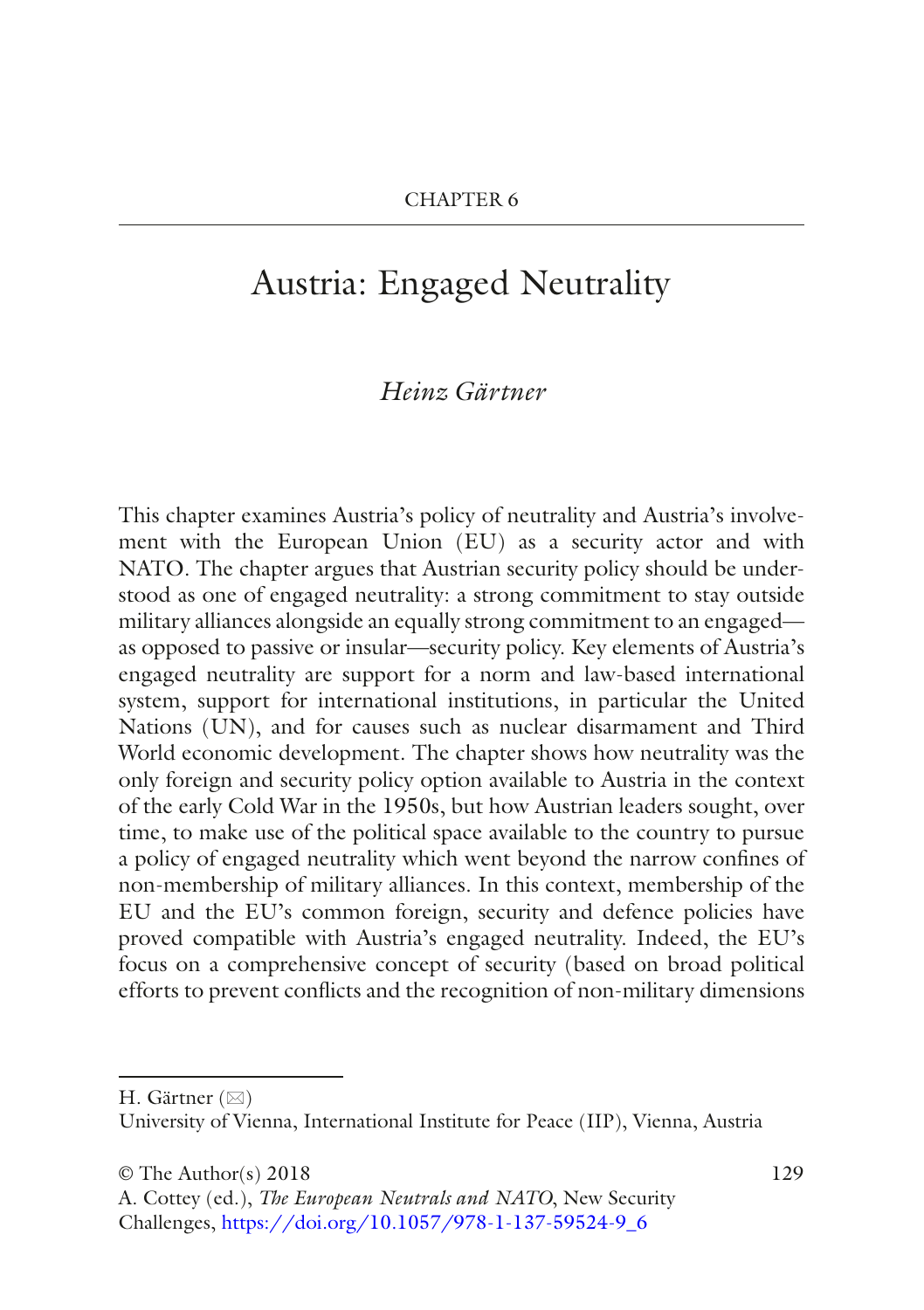CHAPTER 6

# Austria: Engaged Neutrality

*Heinz Gärtner*

This chapter examines Austria's policy of neutrality and Austria's involvement with the European Union (EU) as a security actor and with NATO. The chapter argues that Austrian security policy should be understood as one of engaged neutrality: a strong commitment to stay outside military alliances alongside an equally strong commitment to an engaged—as opposed to passive or insular—security policy. Key elements of Austria's engaged neutrality are support for a norm and law-based international system, support for international institutions, in particular the United Nations (UN), and for causes such as nuclear disarmament and Third World economic development. The chapter shows how neutrality was the only foreign and security policy option available to Austria in the context of the early Cold War in the 1950s, but how Austrian leaders sought, over time, to make use of the political space available to the country to pursue a policy of engaged neutrality which went beyond the narrow confines of non-membership of military alliances. In this context, membership of the EU and the EU's common foreign, security and defence policies have proved compatible with Austria's engaged neutrality. Indeed, the EU's focus on a comprehensive concept of security (based on broad political efforts to prevent conflicts and the recognition of non-military dimensions

---

H. Gärtner (✉)
University of Vienna, International Institute for Peace (IIP), Vienna, Austria

© The Author(s) 2018
A. Cottey (ed.), *The European Neutrals and NATO*, New Security Challenges, https://doi.org/10.1057/978-1-137-59524-9_6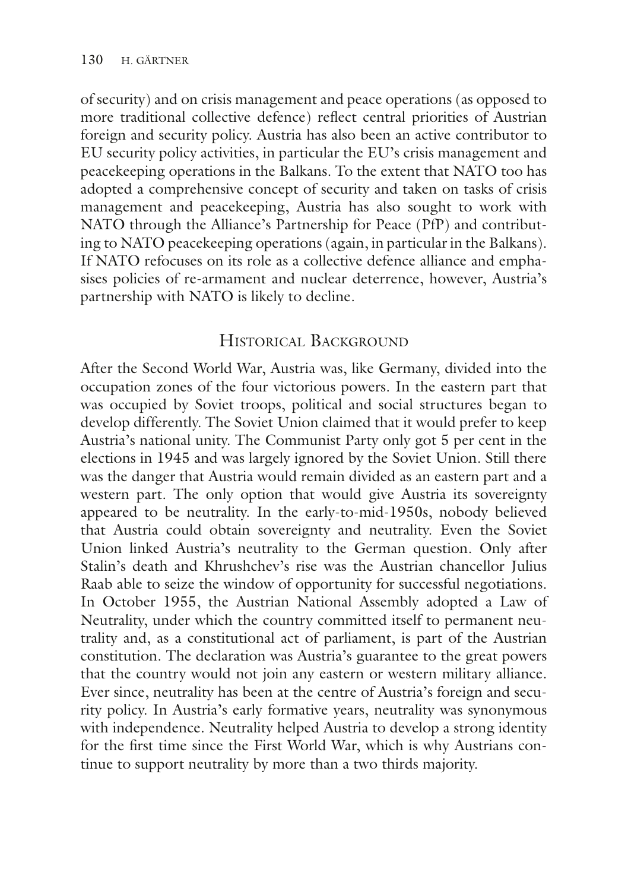of security) and on crisis management and peace operations (as opposed to more traditional collective defence) reflect central priorities of Austrian foreign and security policy. Austria has also been an active contributor to EU security policy activities, in particular the EU's crisis management and peacekeeping operations in the Balkans. To the extent that NATO too has adopted a comprehensive concept of security and taken on tasks of crisis management and peacekeeping, Austria has also sought to work with NATO through the Alliance's Partnership for Peace (PfP) and contributing to NATO peacekeeping operations (again, in particular in the Balkans). If NATO refocuses on its role as a collective defence alliance and emphasises policies of re-armament and nuclear deterrence, however, Austria's partnership with NATO is likely to decline.

## Historical Background

After the Second World War, Austria was, like Germany, divided into the occupation zones of the four victorious powers. In the eastern part that was occupied by Soviet troops, political and social structures began to develop differently. The Soviet Union claimed that it would prefer to keep Austria's national unity. The Communist Party only got 5 per cent in the elections in 1945 and was largely ignored by the Soviet Union. Still there was the danger that Austria would remain divided as an eastern part and a western part. The only option that would give Austria its sovereignty appeared to be neutrality. In the early-to-mid-1950s, nobody believed that Austria could obtain sovereignty and neutrality. Even the Soviet Union linked Austria's neutrality to the German question. Only after Stalin's death and Khrushchev's rise was the Austrian chancellor Julius Raab able to seize the window of opportunity for successful negotiations. In October 1955, the Austrian National Assembly adopted a Law of Neutrality, under which the country committed itself to permanent neutrality and, as a constitutional act of parliament, is part of the Austrian constitution. The declaration was Austria's guarantee to the great powers that the country would not join any eastern or western military alliance. Ever since, neutrality has been at the centre of Austria's foreign and security policy. In Austria's early formative years, neutrality was synonymous with independence. Neutrality helped Austria to develop a strong identity for the first time since the First World War, which is why Austrians continue to support neutrality by more than a two thirds majority.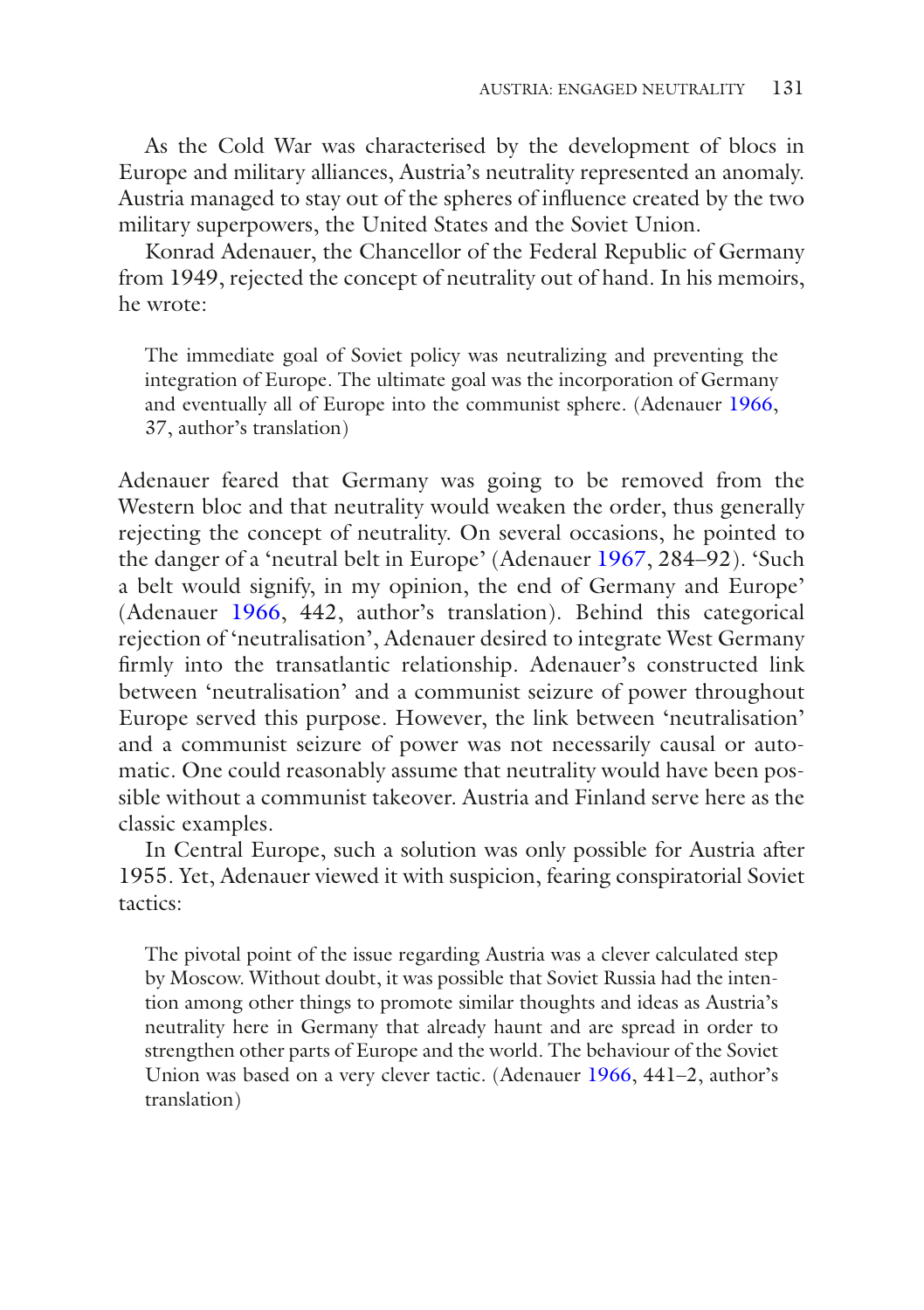As the Cold War was characterised by the development of blocs in Europe and military alliances, Austria's neutrality represented an anomaly. Austria managed to stay out of the spheres of influence created by the two military superpowers, the United States and the Soviet Union.

Konrad Adenauer, the Chancellor of the Federal Republic of Germany from 1949, rejected the concept of neutrality out of hand. In his memoirs, he wrote:

> The immediate goal of Soviet policy was neutralizing and preventing the integration of Europe. The ultimate goal was the incorporation of Germany and eventually all of Europe into the communist sphere. (Adenauer 1966, 37, author's translation)

Adenauer feared that Germany was going to be removed from the Western bloc and that neutrality would weaken the order, thus generally rejecting the concept of neutrality. On several occasions, he pointed to the danger of a 'neutral belt in Europe' (Adenauer 1967, 284–92). 'Such a belt would signify, in my opinion, the end of Germany and Europe' (Adenauer 1966, 442, author's translation). Behind this categorical rejection of 'neutralisation', Adenauer desired to integrate West Germany firmly into the transatlantic relationship. Adenauer's constructed link between 'neutralisation' and a communist seizure of power throughout Europe served this purpose. However, the link between 'neutralisation' and a communist seizure of power was not necessarily causal or automatic. One could reasonably assume that neutrality would have been possible without a communist takeover. Austria and Finland serve here as the classic examples.

In Central Europe, such a solution was only possible for Austria after 1955. Yet, Adenauer viewed it with suspicion, fearing conspiratorial Soviet tactics:

> The pivotal point of the issue regarding Austria was a clever calculated step by Moscow. Without doubt, it was possible that Soviet Russia had the intention among other things to promote similar thoughts and ideas as Austria's neutrality here in Germany that already haunt and are spread in order to strengthen other parts of Europe and the world. The behaviour of the Soviet Union was based on a very clever tactic. (Adenauer 1966, 441–2, author's translation)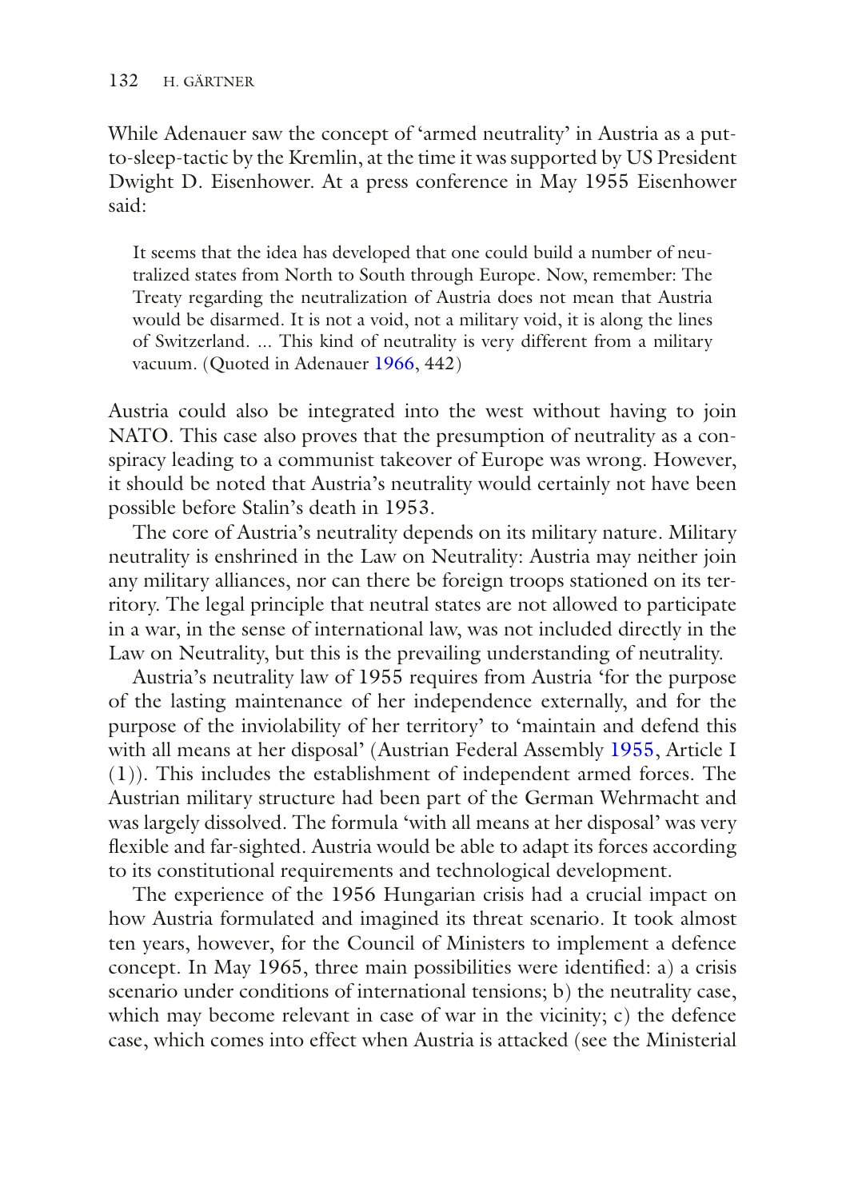While Adenauer saw the concept of 'armed neutrality' in Austria as a put-to-sleep-tactic by the Kremlin, at the time it was supported by US President Dwight D. Eisenhower. At a press conference in May 1955 Eisenhower said:

> It seems that the idea has developed that one could build a number of neutralized states from North to South through Europe. Now, remember: The Treaty regarding the neutralization of Austria does not mean that Austria would be disarmed. It is not a void, not a military void, it is along the lines of Switzerland. ... This kind of neutrality is very different from a military vacuum. (Quoted in Adenauer 1966, 442)

Austria could also be integrated into the west without having to join NATO. This case also proves that the presumption of neutrality as a conspiracy leading to a communist takeover of Europe was wrong. However, it should be noted that Austria's neutrality would certainly not have been possible before Stalin's death in 1953.

The core of Austria's neutrality depends on its military nature. Military neutrality is enshrined in the Law on Neutrality: Austria may neither join any military alliances, nor can there be foreign troops stationed on its territory. The legal principle that neutral states are not allowed to participate in a war, in the sense of international law, was not included directly in the Law on Neutrality, but this is the prevailing understanding of neutrality.

Austria's neutrality law of 1955 requires from Austria 'for the purpose of the lasting maintenance of her independence externally, and for the purpose of the inviolability of her territory' to 'maintain and defend this with all means at her disposal' (Austrian Federal Assembly 1955, Article I (1)). This includes the establishment of independent armed forces. The Austrian military structure had been part of the German Wehrmacht and was largely dissolved. The formula 'with all means at her disposal' was very flexible and far-sighted. Austria would be able to adapt its forces according to its constitutional requirements and technological development.

The experience of the 1956 Hungarian crisis had a crucial impact on how Austria formulated and imagined its threat scenario. It took almost ten years, however, for the Council of Ministers to implement a defence concept. In May 1965, three main possibilities were identified: a) a crisis scenario under conditions of international tensions; b) the neutrality case, which may become relevant in case of war in the vicinity; c) the defence case, which comes into effect when Austria is attacked (see the Ministerial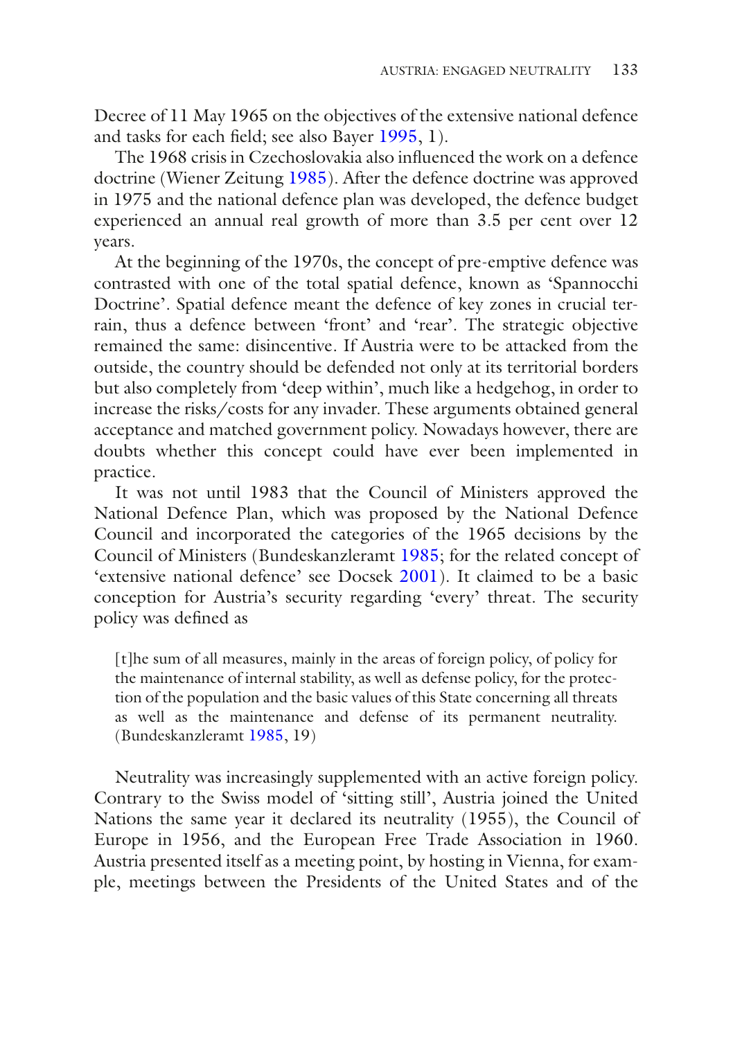Decree of 11 May 1965 on the objectives of the extensive national defence and tasks for each field; see also Bayer 1995, 1).

The 1968 crisis in Czechoslovakia also influenced the work on a defence doctrine (Wiener Zeitung 1985). After the defence doctrine was approved in 1975 and the national defence plan was developed, the defence budget experienced an annual real growth of more than 3.5 per cent over 12 years.

At the beginning of the 1970s, the concept of pre-emptive defence was contrasted with one of the total spatial defence, known as 'Spannocchi Doctrine'. Spatial defence meant the defence of key zones in crucial terrain, thus a defence between 'front' and 'rear'. The strategic objective remained the same: disincentive. If Austria were to be attacked from the outside, the country should be defended not only at its territorial borders but also completely from 'deep within', much like a hedgehog, in order to increase the risks/costs for any invader. These arguments obtained general acceptance and matched government policy. Nowadays however, there are doubts whether this concept could have ever been implemented in practice.

It was not until 1983 that the Council of Ministers approved the National Defence Plan, which was proposed by the National Defence Council and incorporated the categories of the 1965 decisions by the Council of Ministers (Bundeskanzleramt 1985; for the related concept of 'extensive national defence' see Docsek 2001). It claimed to be a basic conception for Austria's security regarding 'every' threat. The security policy was defined as

> [t]he sum of all measures, mainly in the areas of foreign policy, of policy for the maintenance of internal stability, as well as defense policy, for the protection of the population and the basic values of this State concerning all threats as well as the maintenance and defense of its permanent neutrality. (Bundeskanzleramt 1985, 19)

Neutrality was increasingly supplemented with an active foreign policy. Contrary to the Swiss model of 'sitting still', Austria joined the United Nations the same year it declared its neutrality (1955), the Council of Europe in 1956, and the European Free Trade Association in 1960. Austria presented itself as a meeting point, by hosting in Vienna, for example, meetings between the Presidents of the United States and of the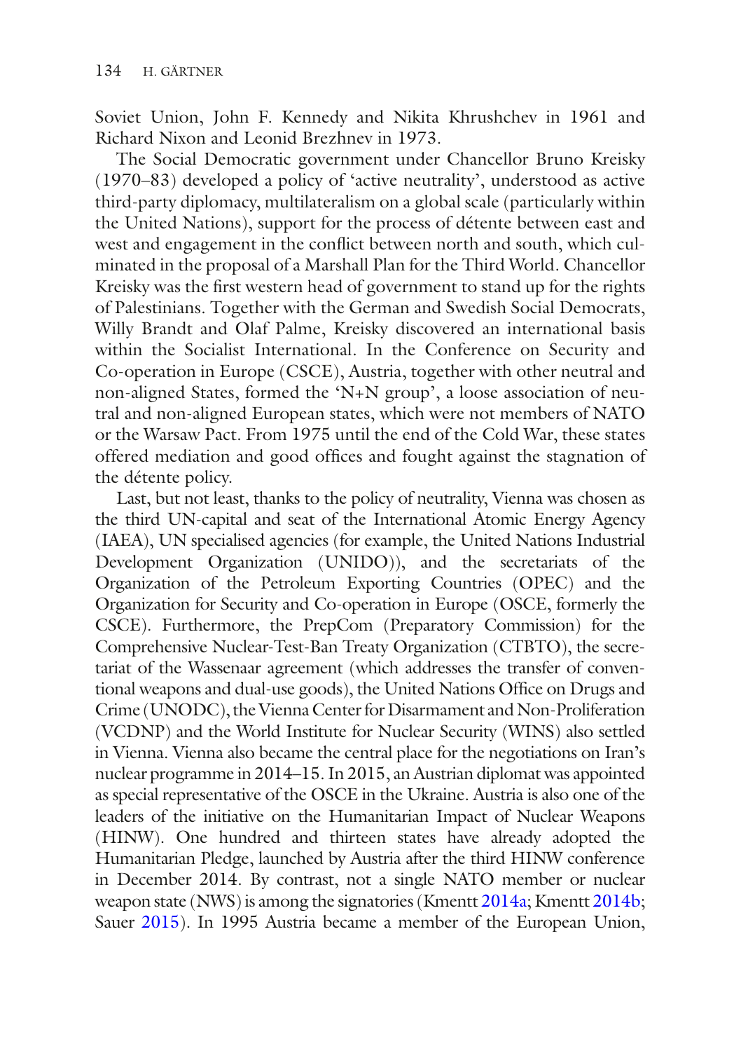Soviet Union, John F. Kennedy and Nikita Khrushchev in 1961 and Richard Nixon and Leonid Brezhnev in 1973.

The Social Democratic government under Chancellor Bruno Kreisky (1970–83) developed a policy of 'active neutrality', understood as active third-party diplomacy, multilateralism on a global scale (particularly within the United Nations), support for the process of détente between east and west and engagement in the conflict between north and south, which culminated in the proposal of a Marshall Plan for the Third World. Chancellor Kreisky was the first western head of government to stand up for the rights of Palestinians. Together with the German and Swedish Social Democrats, Willy Brandt and Olaf Palme, Kreisky discovered an international basis within the Socialist International. In the Conference on Security and Co-operation in Europe (CSCE), Austria, together with other neutral and non-aligned States, formed the 'N+N group', a loose association of neutral and non-aligned European states, which were not members of NATO or the Warsaw Pact. From 1975 until the end of the Cold War, these states offered mediation and good offices and fought against the stagnation of the détente policy.

Last, but not least, thanks to the policy of neutrality, Vienna was chosen as the third UN-capital and seat of the International Atomic Energy Agency (IAEA), UN specialised agencies (for example, the United Nations Industrial Development Organization (UNIDO)), and the secretariats of the Organization of the Petroleum Exporting Countries (OPEC) and the Organization for Security and Co-operation in Europe (OSCE, formerly the CSCE). Furthermore, the PrepCom (Preparatory Commission) for the Comprehensive Nuclear-Test-Ban Treaty Organization (CTBTO), the secretariat of the Wassenaar agreement (which addresses the transfer of conventional weapons and dual-use goods), the United Nations Office on Drugs and Crime (UNODC), the Vienna Center for Disarmament and Non-Proliferation (VCDNP) and the World Institute for Nuclear Security (WINS) also settled in Vienna. Vienna also became the central place for the negotiations on Iran's nuclear programme in 2014–15. In 2015, an Austrian diplomat was appointed as special representative of the OSCE in the Ukraine. Austria is also one of the leaders of the initiative on the Humanitarian Impact of Nuclear Weapons (HINW). One hundred and thirteen states have already adopted the Humanitarian Pledge, launched by Austria after the third HINW conference in December 2014. By contrast, not a single NATO member or nuclear weapon state (NWS) is among the signatories (Kmentt 2014a; Kmentt 2014b; Sauer 2015). In 1995 Austria became a member of the European Union,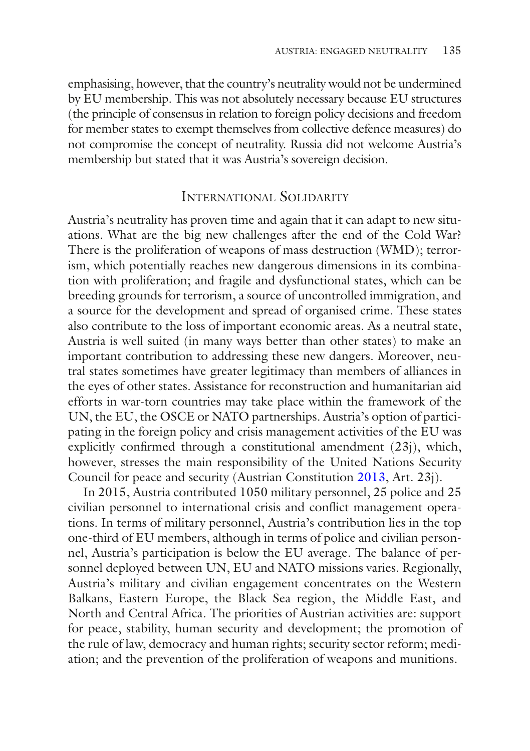emphasising, however, that the country's neutrality would not be undermined by EU membership. This was not absolutely necessary because EU structures (the principle of consensus in relation to foreign policy decisions and freedom for member states to exempt themselves from collective defence measures) do not compromise the concept of neutrality. Russia did not welcome Austria's membership but stated that it was Austria's sovereign decision.

## International Solidarity

Austria's neutrality has proven time and again that it can adapt to new situations. What are the big new challenges after the end of the Cold War? There is the proliferation of weapons of mass destruction (WMD); terrorism, which potentially reaches new dangerous dimensions in its combination with proliferation; and fragile and dysfunctional states, which can be breeding grounds for terrorism, a source of uncontrolled immigration, and a source for the development and spread of organised crime. These states also contribute to the loss of important economic areas. As a neutral state, Austria is well suited (in many ways better than other states) to make an important contribution to addressing these new dangers. Moreover, neutral states sometimes have greater legitimacy than members of alliances in the eyes of other states. Assistance for reconstruction and humanitarian aid efforts in war-torn countries may take place within the framework of the UN, the EU, the OSCE or NATO partnerships. Austria's option of participating in the foreign policy and crisis management activities of the EU was explicitly confirmed through a constitutional amendment (23j), which, however, stresses the main responsibility of the United Nations Security Council for peace and security (Austrian Constitution 2013, Art. 23j).

In 2015, Austria contributed 1050 military personnel, 25 police and 25 civilian personnel to international crisis and conflict management operations. In terms of military personnel, Austria's contribution lies in the top one-third of EU members, although in terms of police and civilian personnel, Austria's participation is below the EU average. The balance of personnel deployed between UN, EU and NATO missions varies. Regionally, Austria's military and civilian engagement concentrates on the Western Balkans, Eastern Europe, the Black Sea region, the Middle East, and North and Central Africa. The priorities of Austrian activities are: support for peace, stability, human security and development; the promotion of the rule of law, democracy and human rights; security sector reform; mediation; and the prevention of the proliferation of weapons and munitions.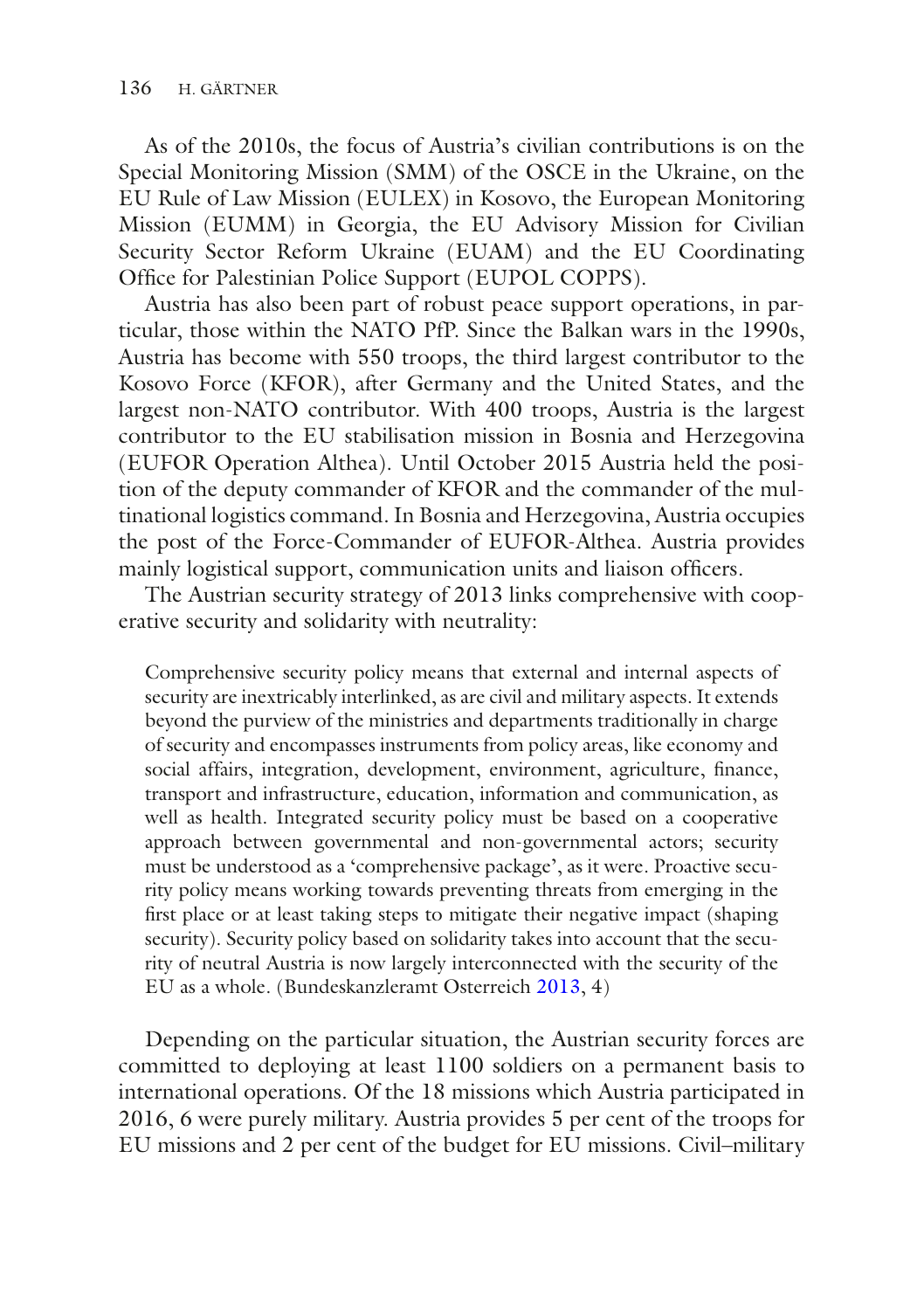As of the 2010s, the focus of Austria's civilian contributions is on the Special Monitoring Mission (SMM) of the OSCE in the Ukraine, on the EU Rule of Law Mission (EULEX) in Kosovo, the European Monitoring Mission (EUMM) in Georgia, the EU Advisory Mission for Civilian Security Sector Reform Ukraine (EUAM) and the EU Coordinating Office for Palestinian Police Support (EUPOL COPPS).

Austria has also been part of robust peace support operations, in particular, those within the NATO PfP. Since the Balkan wars in the 1990s, Austria has become with 550 troops, the third largest contributor to the Kosovo Force (KFOR), after Germany and the United States, and the largest non-NATO contributor. With 400 troops, Austria is the largest contributor to the EU stabilisation mission in Bosnia and Herzegovina (EUFOR Operation Althea). Until October 2015 Austria held the position of the deputy commander of KFOR and the commander of the multinational logistics command. In Bosnia and Herzegovina, Austria occupies the post of the Force-Commander of EUFOR-Althea. Austria provides mainly logistical support, communication units and liaison officers.

The Austrian security strategy of 2013 links comprehensive with cooperative security and solidarity with neutrality:

> Comprehensive security policy means that external and internal aspects of security are inextricably interlinked, as are civil and military aspects. It extends beyond the purview of the ministries and departments traditionally in charge of security and encompasses instruments from policy areas, like economy and social affairs, integration, development, environment, agriculture, finance, transport and infrastructure, education, information and communication, as well as health. Integrated security policy must be based on a cooperative approach between governmental and non-governmental actors; security must be understood as a 'comprehensive package', as it were. Proactive security policy means working towards preventing threats from emerging in the first place or at least taking steps to mitigate their negative impact (shaping security). Security policy based on solidarity takes into account that the security of neutral Austria is now largely interconnected with the security of the EU as a whole. (Bundeskanzleramt Osterreich 2013, 4)

Depending on the particular situation, the Austrian security forces are committed to deploying at least 1100 soldiers on a permanent basis to international operations. Of the 18 missions which Austria participated in 2016, 6 were purely military. Austria provides 5 per cent of the troops for EU missions and 2 per cent of the budget for EU missions. Civil–military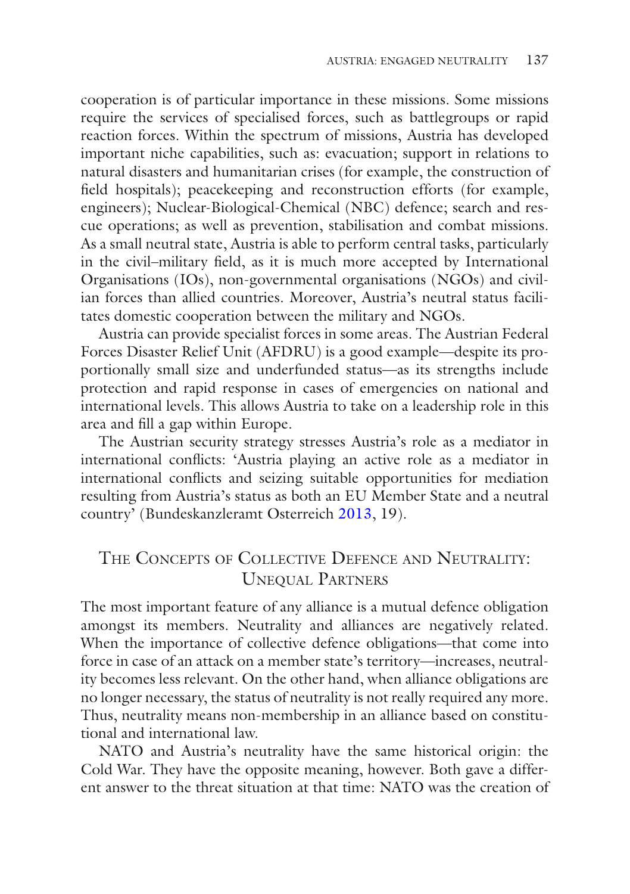cooperation is of particular importance in these missions. Some missions require the services of specialised forces, such as battlegroups or rapid reaction forces. Within the spectrum of missions, Austria has developed important niche capabilities, such as: evacuation; support in relations to natural disasters and humanitarian crises (for example, the construction of field hospitals); peacekeeping and reconstruction efforts (for example, engineers); Nuclear-Biological-Chemical (NBC) defence; search and rescue operations; as well as prevention, stabilisation and combat missions. As a small neutral state, Austria is able to perform central tasks, particularly in the civil–military field, as it is much more accepted by International Organisations (IOs), non-governmental organisations (NGOs) and civilian forces than allied countries. Moreover, Austria's neutral status facilitates domestic cooperation between the military and NGOs.

Austria can provide specialist forces in some areas. The Austrian Federal Forces Disaster Relief Unit (AFDRU) is a good example—despite its proportionally small size and underfunded status—as its strengths include protection and rapid response in cases of emergencies on national and international levels. This allows Austria to take on a leadership role in this area and fill a gap within Europe.

The Austrian security strategy stresses Austria's role as a mediator in international conflicts: 'Austria playing an active role as a mediator in international conflicts and seizing suitable opportunities for mediation resulting from Austria's status as both an EU Member State and a neutral country' (Bundeskanzleramt Osterreich 2013, 19).

## The Concepts of Collective Defence and Neutrality: Unequal Partners

The most important feature of any alliance is a mutual defence obligation amongst its members. Neutrality and alliances are negatively related. When the importance of collective defence obligations—that come into force in case of an attack on a member state's territory—increases, neutrality becomes less relevant. On the other hand, when alliance obligations are no longer necessary, the status of neutrality is not really required any more. Thus, neutrality means non-membership in an alliance based on constitutional and international law.

NATO and Austria's neutrality have the same historical origin: the Cold War. They have the opposite meaning, however. Both gave a different answer to the threat situation at that time: NATO was the creation of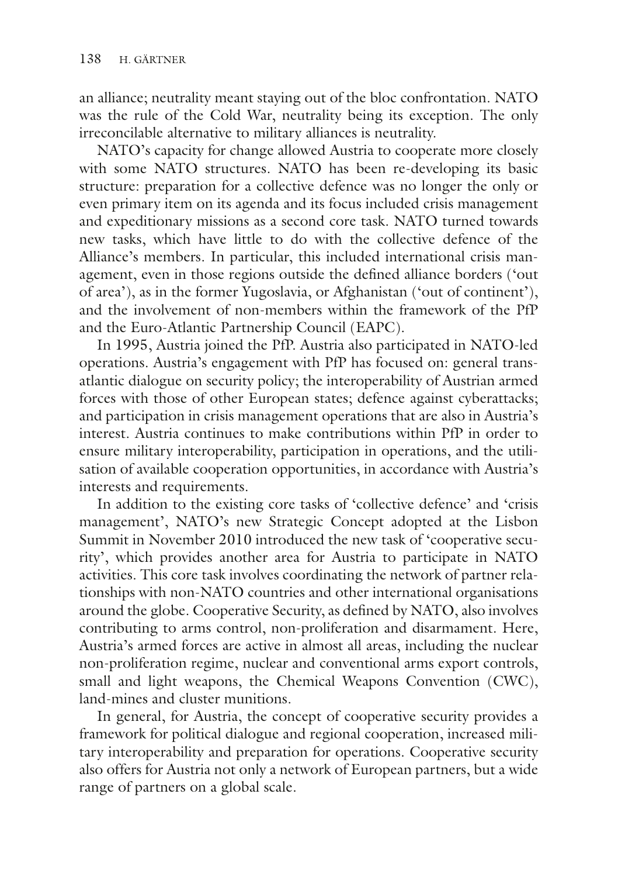an alliance; neutrality meant staying out of the bloc confrontation. NATO was the rule of the Cold War, neutrality being its exception. The only irreconcilable alternative to military alliances is neutrality.

NATO's capacity for change allowed Austria to cooperate more closely with some NATO structures. NATO has been re-developing its basic structure: preparation for a collective defence was no longer the only or even primary item on its agenda and its focus included crisis management and expeditionary missions as a second core task. NATO turned towards new tasks, which have little to do with the collective defence of the Alliance's members. In particular, this included international crisis management, even in those regions outside the defined alliance borders ('out of area'), as in the former Yugoslavia, or Afghanistan ('out of continent'), and the involvement of non-members within the framework of the PfP and the Euro-Atlantic Partnership Council (EAPC).

In 1995, Austria joined the PfP. Austria also participated in NATO-led operations. Austria's engagement with PfP has focused on: general transatlantic dialogue on security policy; the interoperability of Austrian armed forces with those of other European states; defence against cyberattacks; and participation in crisis management operations that are also in Austria's interest. Austria continues to make contributions within PfP in order to ensure military interoperability, participation in operations, and the utilisation of available cooperation opportunities, in accordance with Austria's interests and requirements.

In addition to the existing core tasks of 'collective defence' and 'crisis management', NATO's new Strategic Concept adopted at the Lisbon Summit in November 2010 introduced the new task of 'cooperative security', which provides another area for Austria to participate in NATO activities. This core task involves coordinating the network of partner relationships with non-NATO countries and other international organisations around the globe. Cooperative Security, as defined by NATO, also involves contributing to arms control, non-proliferation and disarmament. Here, Austria's armed forces are active in almost all areas, including the nuclear non-proliferation regime, nuclear and conventional arms export controls, small and light weapons, the Chemical Weapons Convention (CWC), land-mines and cluster munitions.

In general, for Austria, the concept of cooperative security provides a framework for political dialogue and regional cooperation, increased military interoperability and preparation for operations. Cooperative security also offers for Austria not only a network of European partners, but a wide range of partners on a global scale.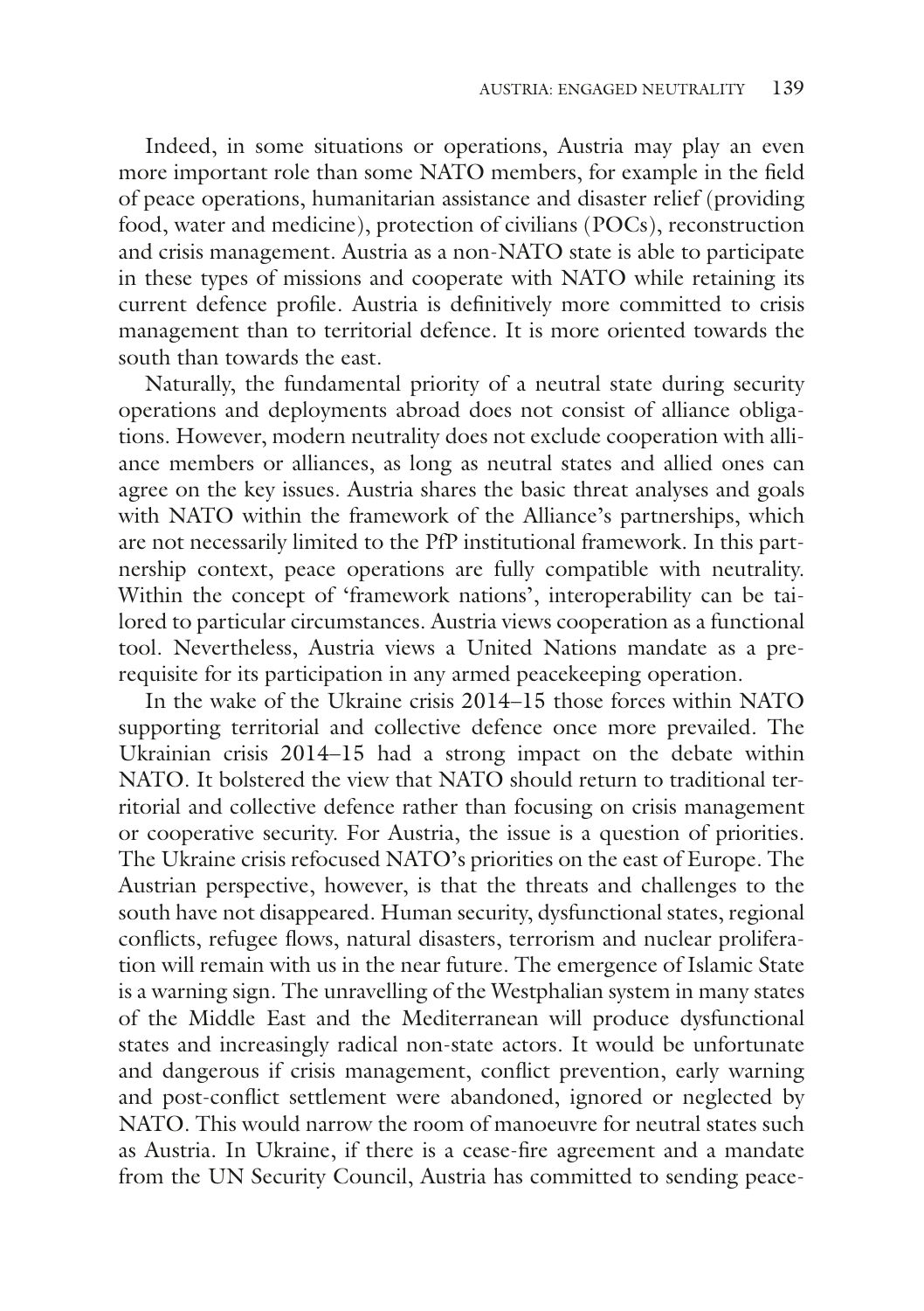Indeed, in some situations or operations, Austria may play an even more important role than some NATO members, for example in the field of peace operations, humanitarian assistance and disaster relief (providing food, water and medicine), protection of civilians (POCs), reconstruction and crisis management. Austria as a non-NATO state is able to participate in these types of missions and cooperate with NATO while retaining its current defence profile. Austria is definitively more committed to crisis management than to territorial defence. It is more oriented towards the south than towards the east.

Naturally, the fundamental priority of a neutral state during security operations and deployments abroad does not consist of alliance obligations. However, modern neutrality does not exclude cooperation with alliance members or alliances, as long as neutral states and allied ones can agree on the key issues. Austria shares the basic threat analyses and goals with NATO within the framework of the Alliance's partnerships, which are not necessarily limited to the PfP institutional framework. In this partnership context, peace operations are fully compatible with neutrality. Within the concept of 'framework nations', interoperability can be tailored to particular circumstances. Austria views cooperation as a functional tool. Nevertheless, Austria views a United Nations mandate as a prerequisite for its participation in any armed peacekeeping operation.

In the wake of the Ukraine crisis 2014–15 those forces within NATO supporting territorial and collective defence once more prevailed. The Ukrainian crisis 2014–15 had a strong impact on the debate within NATO. It bolstered the view that NATO should return to traditional territorial and collective defence rather than focusing on crisis management or cooperative security. For Austria, the issue is a question of priorities. The Ukraine crisis refocused NATO's priorities on the east of Europe. The Austrian perspective, however, is that the threats and challenges to the south have not disappeared. Human security, dysfunctional states, regional conflicts, refugee flows, natural disasters, terrorism and nuclear proliferation will remain with us in the near future. The emergence of Islamic State is a warning sign. The unravelling of the Westphalian system in many states of the Middle East and the Mediterranean will produce dysfunctional states and increasingly radical non-state actors. It would be unfortunate and dangerous if crisis management, conflict prevention, early warning and post-conflict settlement were abandoned, ignored or neglected by NATO. This would narrow the room of manoeuvre for neutral states such as Austria. In Ukraine, if there is a cease-fire agreement and a mandate from the UN Security Council, Austria has committed to sending peace-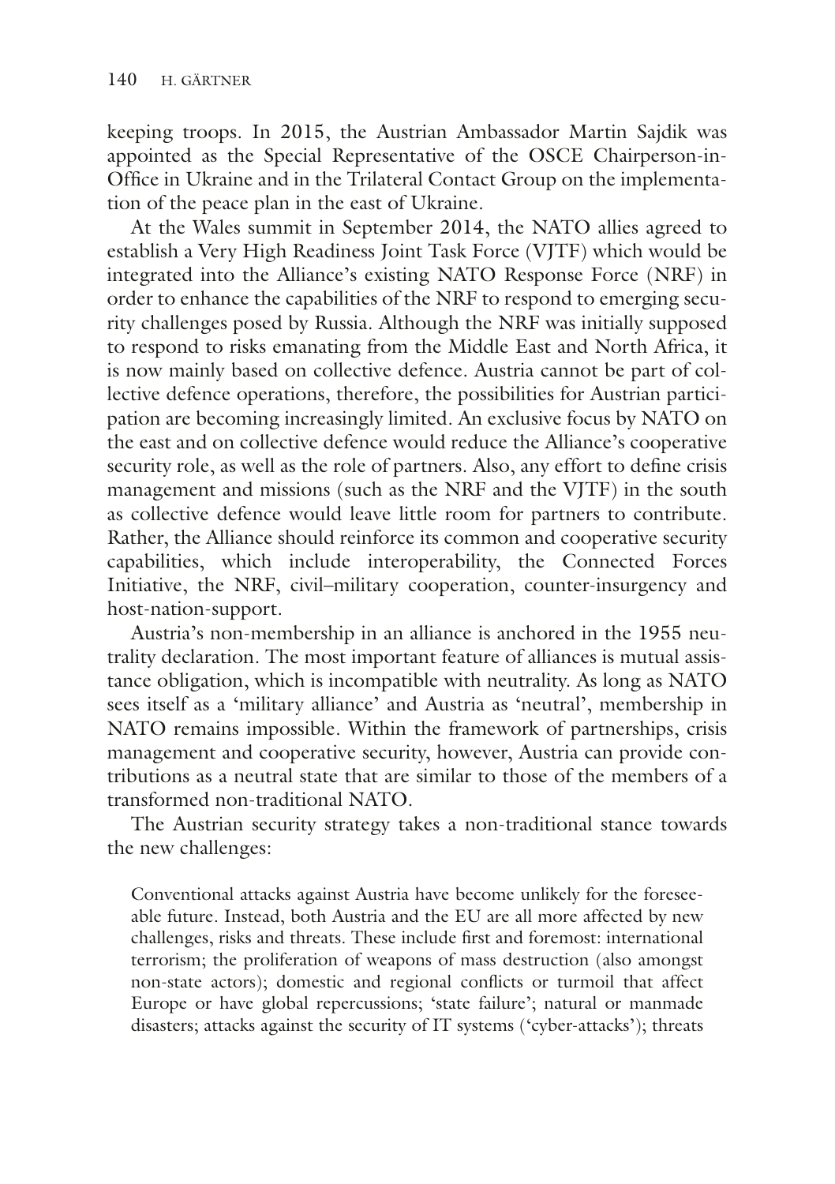keeping troops. In 2015, the Austrian Ambassador Martin Sajdik was appointed as the Special Representative of the OSCE Chairperson-in-Office in Ukraine and in the Trilateral Contact Group on the implementation of the peace plan in the east of Ukraine.

At the Wales summit in September 2014, the NATO allies agreed to establish a Very High Readiness Joint Task Force (VJTF) which would be integrated into the Alliance's existing NATO Response Force (NRF) in order to enhance the capabilities of the NRF to respond to emerging security challenges posed by Russia. Although the NRF was initially supposed to respond to risks emanating from the Middle East and North Africa, it is now mainly based on collective defence. Austria cannot be part of collective defence operations, therefore, the possibilities for Austrian participation are becoming increasingly limited. An exclusive focus by NATO on the east and on collective defence would reduce the Alliance's cooperative security role, as well as the role of partners. Also, any effort to define crisis management and missions (such as the NRF and the VJTF) in the south as collective defence would leave little room for partners to contribute. Rather, the Alliance should reinforce its common and cooperative security capabilities, which include interoperability, the Connected Forces Initiative, the NRF, civil–military cooperation, counter-insurgency and host-nation-support.

Austria's non-membership in an alliance is anchored in the 1955 neutrality declaration. The most important feature of alliances is mutual assistance obligation, which is incompatible with neutrality. As long as NATO sees itself as a 'military alliance' and Austria as 'neutral', membership in NATO remains impossible. Within the framework of partnerships, crisis management and cooperative security, however, Austria can provide contributions as a neutral state that are similar to those of the members of a transformed non-traditional NATO.

The Austrian security strategy takes a non-traditional stance towards the new challenges:

> Conventional attacks against Austria have become unlikely for the foreseeable future. Instead, both Austria and the EU are all more affected by new challenges, risks and threats. These include first and foremost: international terrorism; the proliferation of weapons of mass destruction (also amongst non-state actors); domestic and regional conflicts or turmoil that affect Europe or have global repercussions; 'state failure'; natural or manmade disasters; attacks against the security of IT systems ('cyber-attacks'); threats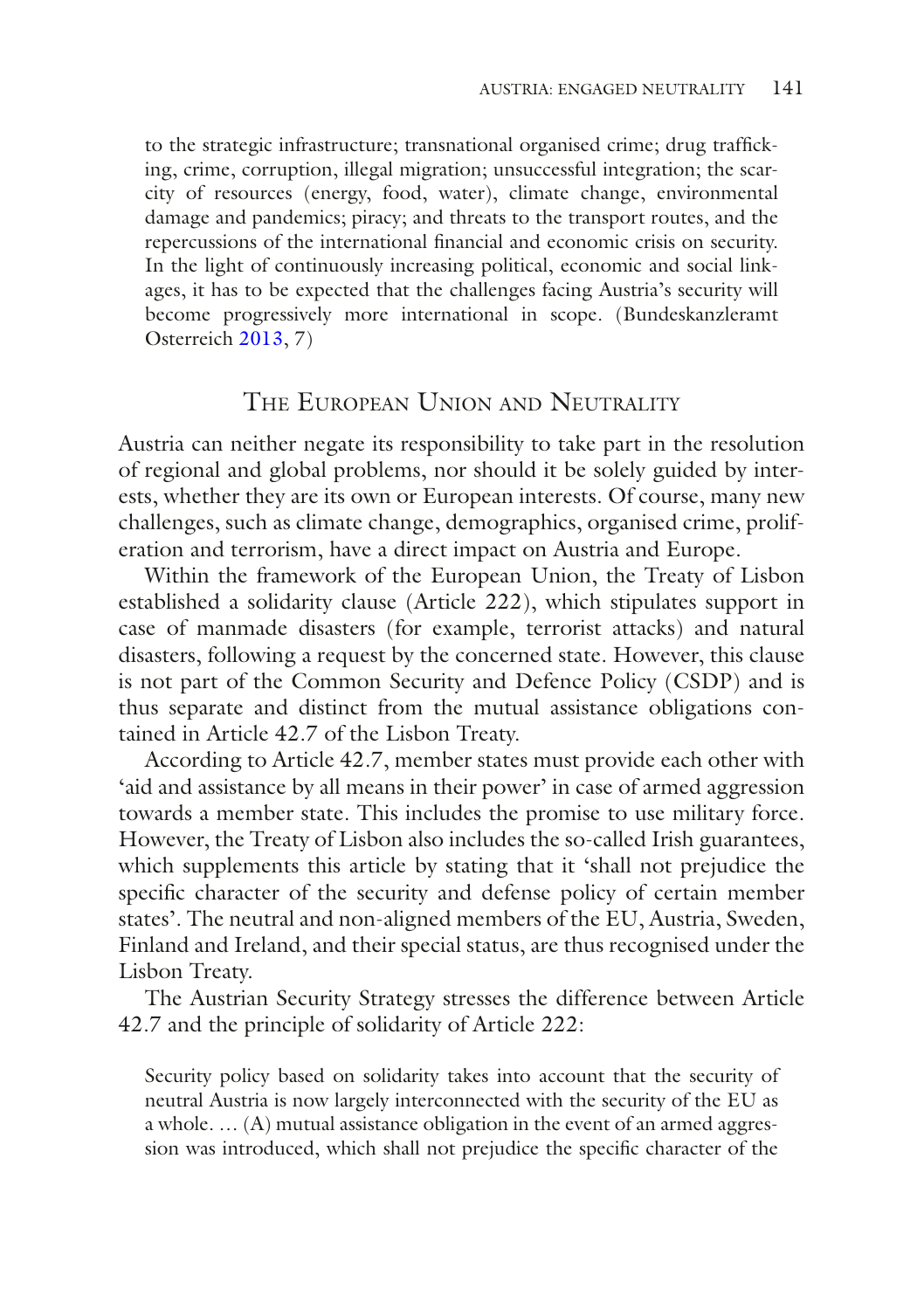> to the strategic infrastructure; transnational organised crime; drug trafficking, crime, corruption, illegal migration; unsuccessful integration; the scarcity of resources (energy, food, water), climate change, environmental damage and pandemics; piracy; and threats to the transport routes, and the repercussions of the international financial and economic crisis on security. In the light of continuously increasing political, economic and social linkages, it has to be expected that the challenges facing Austria's security will become progressively more international in scope. (Bundeskanzleramt Osterreich 2013, 7)

## The European Union and Neutrality

Austria can neither negate its responsibility to take part in the resolution of regional and global problems, nor should it be solely guided by interests, whether they are its own or European interests. Of course, many new challenges, such as climate change, demographics, organised crime, proliferation and terrorism, have a direct impact on Austria and Europe.

Within the framework of the European Union, the Treaty of Lisbon established a solidarity clause (Article 222), which stipulates support in case of manmade disasters (for example, terrorist attacks) and natural disasters, following a request by the concerned state. However, this clause is not part of the Common Security and Defence Policy (CSDP) and is thus separate and distinct from the mutual assistance obligations contained in Article 42.7 of the Lisbon Treaty.

According to Article 42.7, member states must provide each other with 'aid and assistance by all means in their power' in case of armed aggression towards a member state. This includes the promise to use military force. However, the Treaty of Lisbon also includes the so-called Irish guarantees, which supplements this article by stating that it 'shall not prejudice the specific character of the security and defense policy of certain member states'. The neutral and non-aligned members of the EU, Austria, Sweden, Finland and Ireland, and their special status, are thus recognised under the Lisbon Treaty.

The Austrian Security Strategy stresses the difference between Article 42.7 and the principle of solidarity of Article 222:

> Security policy based on solidarity takes into account that the security of neutral Austria is now largely interconnected with the security of the EU as a whole. … (A) mutual assistance obligation in the event of an armed aggression was introduced, which shall not prejudice the specific character of the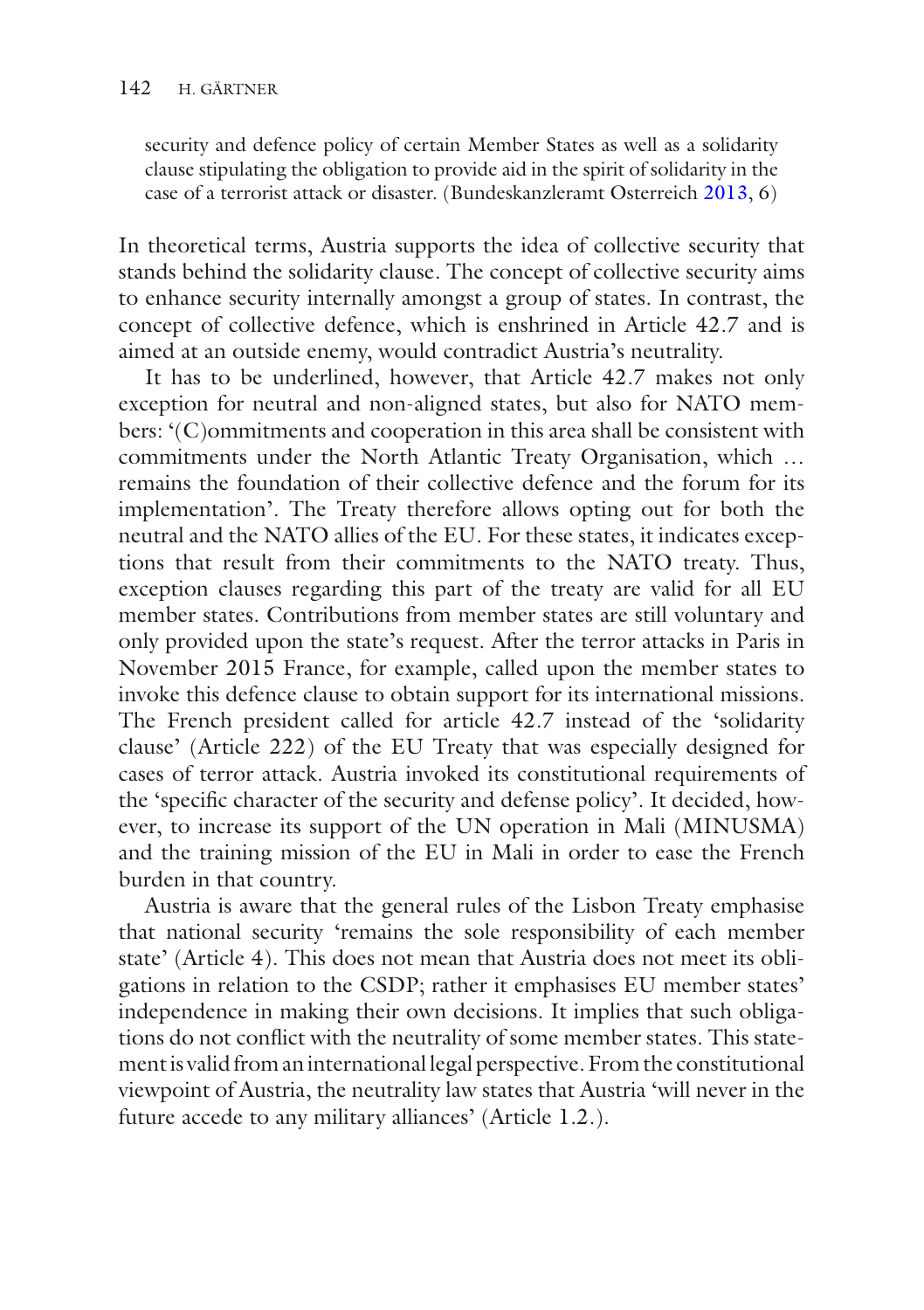> security and defence policy of certain Member States as well as a solidarity clause stipulating the obligation to provide aid in the spirit of solidarity in the case of a terrorist attack or disaster. (Bundeskanzleramt Osterreich 2013, 6)

In theoretical terms, Austria supports the idea of collective security that stands behind the solidarity clause. The concept of collective security aims to enhance security internally amongst a group of states. In contrast, the concept of collective defence, which is enshrined in Article 42.7 and is aimed at an outside enemy, would contradict Austria's neutrality.

It has to be underlined, however, that Article 42.7 makes not only exception for neutral and non-aligned states, but also for NATO members: '(C)ommitments and cooperation in this area shall be consistent with commitments under the North Atlantic Treaty Organisation, which … remains the foundation of their collective defence and the forum for its implementation'. The Treaty therefore allows opting out for both the neutral and the NATO allies of the EU. For these states, it indicates exceptions that result from their commitments to the NATO treaty. Thus, exception clauses regarding this part of the treaty are valid for all EU member states. Contributions from member states are still voluntary and only provided upon the state's request. After the terror attacks in Paris in November 2015 France, for example, called upon the member states to invoke this defence clause to obtain support for its international missions. The French president called for article 42.7 instead of the 'solidarity clause' (Article 222) of the EU Treaty that was especially designed for cases of terror attack. Austria invoked its constitutional requirements of the 'specific character of the security and defense policy'. It decided, however, to increase its support of the UN operation in Mali (MINUSMA) and the training mission of the EU in Mali in order to ease the French burden in that country.

Austria is aware that the general rules of the Lisbon Treaty emphasise that national security 'remains the sole responsibility of each member state' (Article 4). This does not mean that Austria does not meet its obligations in relation to the CSDP; rather it emphasises EU member states' independence in making their own decisions. It implies that such obligations do not conflict with the neutrality of some member states. This statement is valid from an international legal perspective. From the constitutional viewpoint of Austria, the neutrality law states that Austria 'will never in the future accede to any military alliances' (Article 1.2.).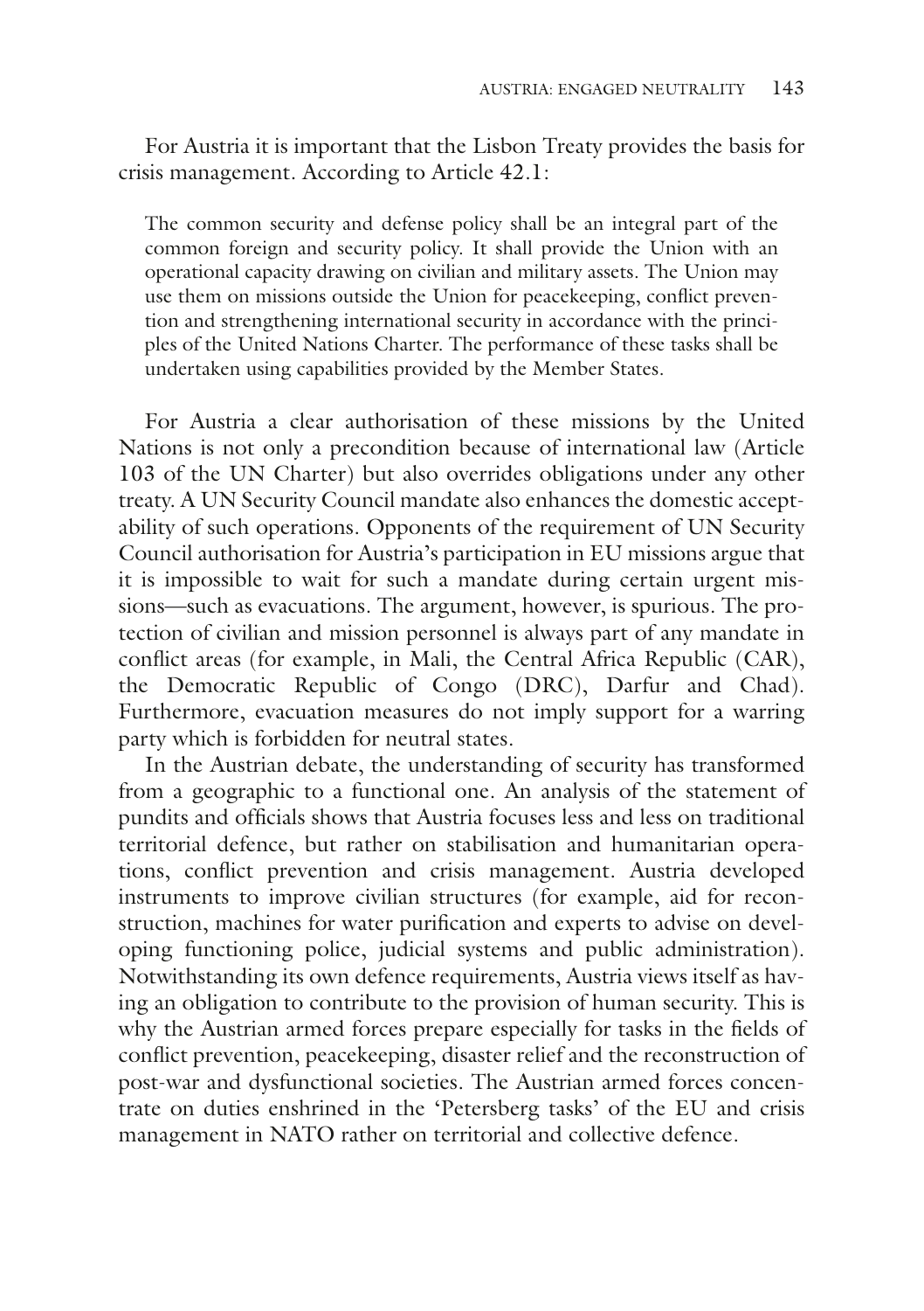For Austria it is important that the Lisbon Treaty provides the basis for crisis management. According to Article 42.1:

> The common security and defense policy shall be an integral part of the common foreign and security policy. It shall provide the Union with an operational capacity drawing on civilian and military assets. The Union may use them on missions outside the Union for peacekeeping, conflict prevention and strengthening international security in accordance with the principles of the United Nations Charter. The performance of these tasks shall be undertaken using capabilities provided by the Member States.

For Austria a clear authorisation of these missions by the United Nations is not only a precondition because of international law (Article 103 of the UN Charter) but also overrides obligations under any other treaty. A UN Security Council mandate also enhances the domestic acceptability of such operations. Opponents of the requirement of UN Security Council authorisation for Austria's participation in EU missions argue that it is impossible to wait for such a mandate during certain urgent missions—such as evacuations. The argument, however, is spurious. The protection of civilian and mission personnel is always part of any mandate in conflict areas (for example, in Mali, the Central Africa Republic (CAR), the Democratic Republic of Congo (DRC), Darfur and Chad). Furthermore, evacuation measures do not imply support for a warring party which is forbidden for neutral states.

In the Austrian debate, the understanding of security has transformed from a geographic to a functional one. An analysis of the statement of pundits and officials shows that Austria focuses less and less on traditional territorial defence, but rather on stabilisation and humanitarian operations, conflict prevention and crisis management. Austria developed instruments to improve civilian structures (for example, aid for reconstruction, machines for water purification and experts to advise on developing functioning police, judicial systems and public administration). Notwithstanding its own defence requirements, Austria views itself as having an obligation to contribute to the provision of human security. This is why the Austrian armed forces prepare especially for tasks in the fields of conflict prevention, peacekeeping, disaster relief and the reconstruction of post-war and dysfunctional societies. The Austrian armed forces concentrate on duties enshrined in the 'Petersberg tasks' of the EU and crisis management in NATO rather on territorial and collective defence.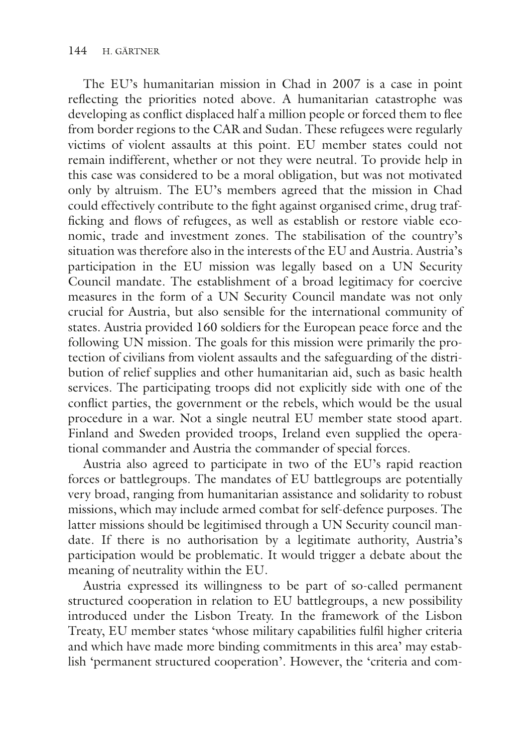The EU's humanitarian mission in Chad in 2007 is a case in point reflecting the priorities noted above. A humanitarian catastrophe was developing as conflict displaced half a million people or forced them to flee from border regions to the CAR and Sudan. These refugees were regularly victims of violent assaults at this point. EU member states could not remain indifferent, whether or not they were neutral. To provide help in this case was considered to be a moral obligation, but was not motivated only by altruism. The EU's members agreed that the mission in Chad could effectively contribute to the fight against organised crime, drug trafficking and flows of refugees, as well as establish or restore viable economic, trade and investment zones. The stabilisation of the country's situation was therefore also in the interests of the EU and Austria. Austria's participation in the EU mission was legally based on a UN Security Council mandate. The establishment of a broad legitimacy for coercive measures in the form of a UN Security Council mandate was not only crucial for Austria, but also sensible for the international community of states. Austria provided 160 soldiers for the European peace force and the following UN mission. The goals for this mission were primarily the protection of civilians from violent assaults and the safeguarding of the distribution of relief supplies and other humanitarian aid, such as basic health services. The participating troops did not explicitly side with one of the conflict parties, the government or the rebels, which would be the usual procedure in a war. Not a single neutral EU member state stood apart. Finland and Sweden provided troops, Ireland even supplied the operational commander and Austria the commander of special forces.

Austria also agreed to participate in two of the EU's rapid reaction forces or battlegroups. The mandates of EU battlegroups are potentially very broad, ranging from humanitarian assistance and solidarity to robust missions, which may include armed combat for self-defence purposes. The latter missions should be legitimised through a UN Security council mandate. If there is no authorisation by a legitimate authority, Austria's participation would be problematic. It would trigger a debate about the meaning of neutrality within the EU.

Austria expressed its willingness to be part of so-called permanent structured cooperation in relation to EU battlegroups, a new possibility introduced under the Lisbon Treaty. In the framework of the Lisbon Treaty, EU member states 'whose military capabilities fulfil higher criteria and which have made more binding commitments in this area' may establish 'permanent structured cooperation'. However, the 'criteria and com-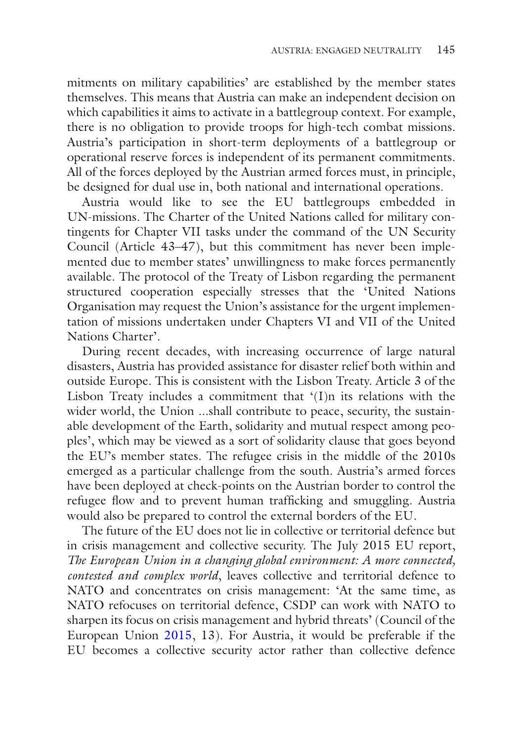mitments on military capabilities' are established by the member states themselves. This means that Austria can make an independent decision on which capabilities it aims to activate in a battlegroup context. For example, there is no obligation to provide troops for high-tech combat missions. Austria's participation in short-term deployments of a battlegroup or operational reserve forces is independent of its permanent commitments. All of the forces deployed by the Austrian armed forces must, in principle, be designed for dual use in, both national and international operations.

Austria would like to see the EU battlegroups embedded in UN-missions. The Charter of the United Nations called for military contingents for Chapter VII tasks under the command of the UN Security Council (Article 43–47), but this commitment has never been implemented due to member states' unwillingness to make forces permanently available. The protocol of the Treaty of Lisbon regarding the permanent structured cooperation especially stresses that the 'United Nations Organisation may request the Union's assistance for the urgent implementation of missions undertaken under Chapters VI and VII of the United Nations Charter'.

During recent decades, with increasing occurrence of large natural disasters, Austria has provided assistance for disaster relief both within and outside Europe. This is consistent with the Lisbon Treaty. Article 3 of the Lisbon Treaty includes a commitment that '(I)n its relations with the wider world, the Union ...shall contribute to peace, security, the sustainable development of the Earth, solidarity and mutual respect among peoples', which may be viewed as a sort of solidarity clause that goes beyond the EU's member states. The refugee crisis in the middle of the 2010s emerged as a particular challenge from the south. Austria's armed forces have been deployed at check-points on the Austrian border to control the refugee flow and to prevent human trafficking and smuggling. Austria would also be prepared to control the external borders of the EU.

The future of the EU does not lie in collective or territorial defence but in crisis management and collective security. The July 2015 EU report, *The European Union in a changing global environment: A more connected, contested and complex world*, leaves collective and territorial defence to NATO and concentrates on crisis management: 'At the same time, as NATO refocuses on territorial defence, CSDP can work with NATO to sharpen its focus on crisis management and hybrid threats' (Council of the European Union 2015, 13). For Austria, it would be preferable if the EU becomes a collective security actor rather than collective defence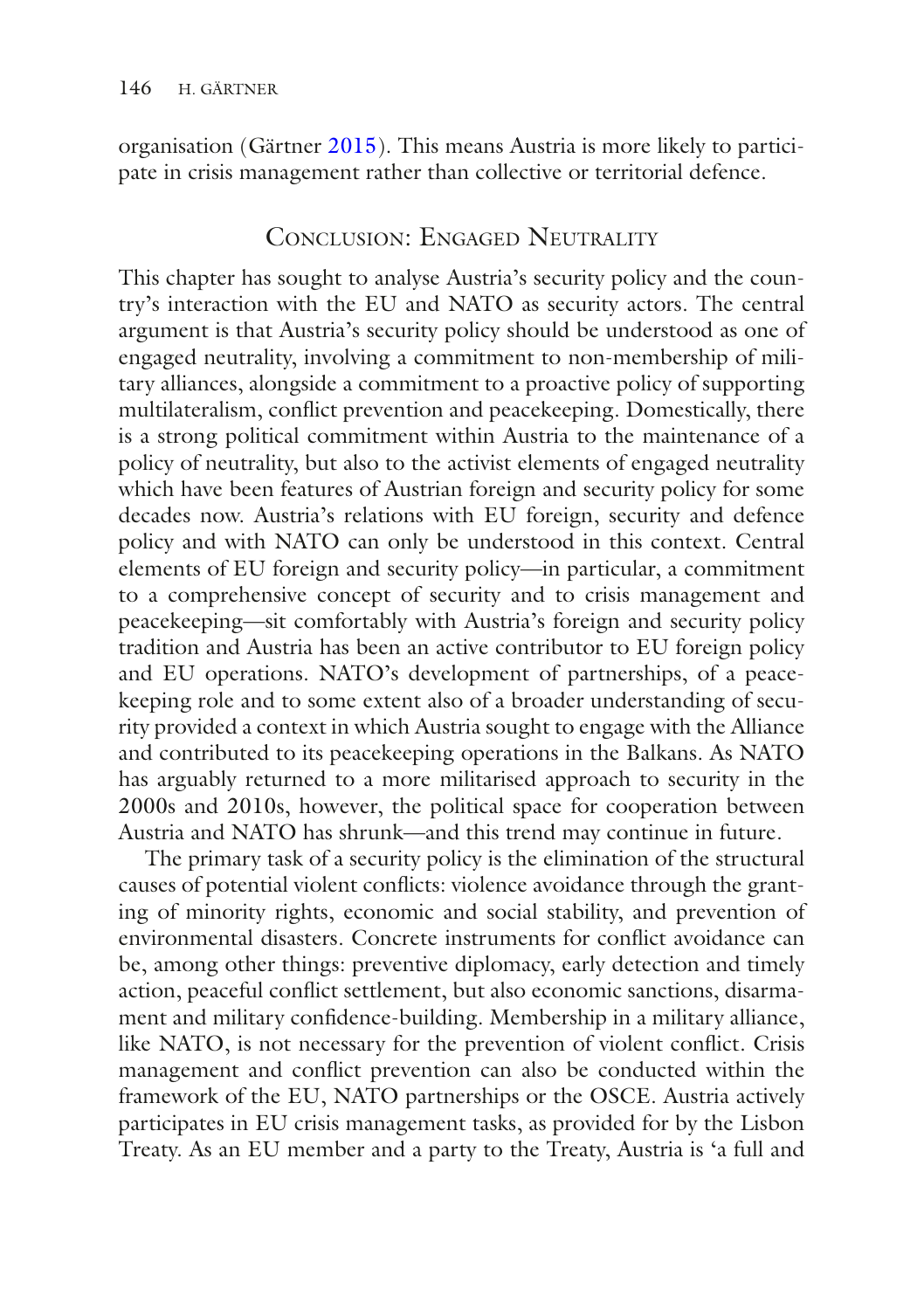organisation (Gärtner 2015). This means Austria is more likely to participate in crisis management rather than collective or territorial defence.

## Conclusion: Engaged Neutrality

This chapter has sought to analyse Austria's security policy and the country's interaction with the EU and NATO as security actors. The central argument is that Austria's security policy should be understood as one of engaged neutrality, involving a commitment to non-membership of military alliances, alongside a commitment to a proactive policy of supporting multilateralism, conflict prevention and peacekeeping. Domestically, there is a strong political commitment within Austria to the maintenance of a policy of neutrality, but also to the activist elements of engaged neutrality which have been features of Austrian foreign and security policy for some decades now. Austria's relations with EU foreign, security and defence policy and with NATO can only be understood in this context. Central elements of EU foreign and security policy—in particular, a commitment to a comprehensive concept of security and to crisis management and peacekeeping—sit comfortably with Austria's foreign and security policy tradition and Austria has been an active contributor to EU foreign policy and EU operations. NATO's development of partnerships, of a peacekeeping role and to some extent also of a broader understanding of security provided a context in which Austria sought to engage with the Alliance and contributed to its peacekeeping operations in the Balkans. As NATO has arguably returned to a more militarised approach to security in the 2000s and 2010s, however, the political space for cooperation between Austria and NATO has shrunk—and this trend may continue in future.

The primary task of a security policy is the elimination of the structural causes of potential violent conflicts: violence avoidance through the granting of minority rights, economic and social stability, and prevention of environmental disasters. Concrete instruments for conflict avoidance can be, among other things: preventive diplomacy, early detection and timely action, peaceful conflict settlement, but also economic sanctions, disarmament and military confidence-building. Membership in a military alliance, like NATO, is not necessary for the prevention of violent conflict. Crisis management and conflict prevention can also be conducted within the framework of the EU, NATO partnerships or the OSCE. Austria actively participates in EU crisis management tasks, as provided for by the Lisbon Treaty. As an EU member and a party to the Treaty, Austria is 'a full and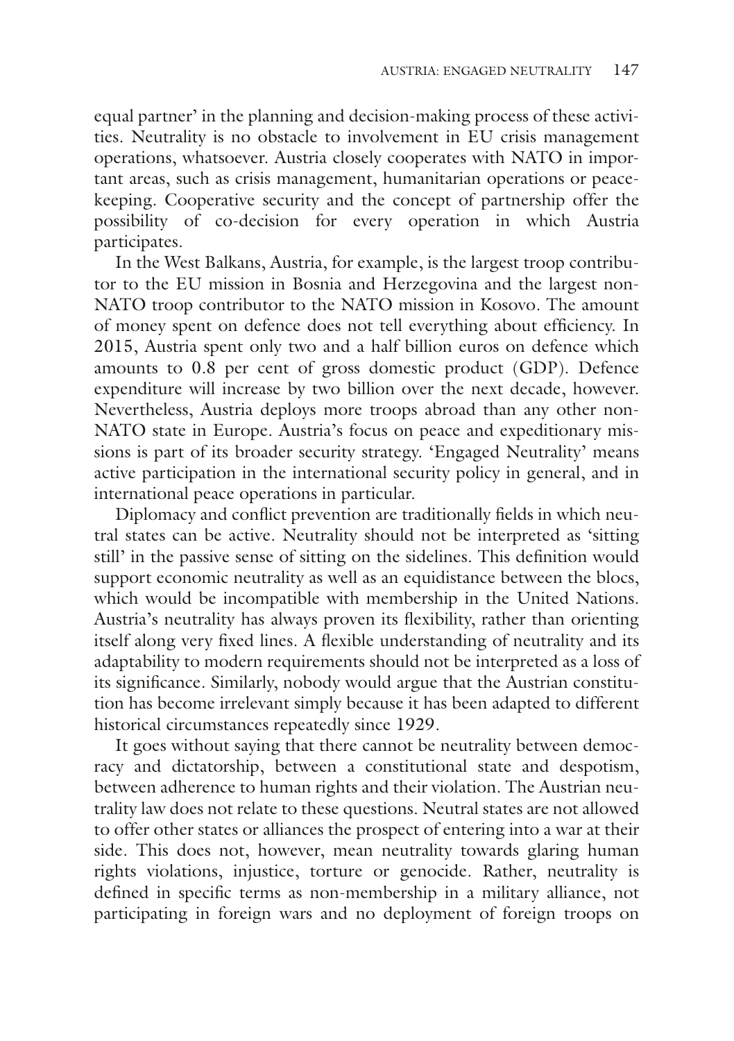equal partner' in the planning and decision-making process of these activities. Neutrality is no obstacle to involvement in EU crisis management operations, whatsoever. Austria closely cooperates with NATO in important areas, such as crisis management, humanitarian operations or peacekeeping. Cooperative security and the concept of partnership offer the possibility of co-decision for every operation in which Austria participates.

In the West Balkans, Austria, for example, is the largest troop contributor to the EU mission in Bosnia and Herzegovina and the largest non-NATO troop contributor to the NATO mission in Kosovo. The amount of money spent on defence does not tell everything about efficiency. In 2015, Austria spent only two and a half billion euros on defence which amounts to 0.8 per cent of gross domestic product (GDP). Defence expenditure will increase by two billion over the next decade, however. Nevertheless, Austria deploys more troops abroad than any other non-NATO state in Europe. Austria's focus on peace and expeditionary missions is part of its broader security strategy. 'Engaged Neutrality' means active participation in the international security policy in general, and in international peace operations in particular.

Diplomacy and conflict prevention are traditionally fields in which neutral states can be active. Neutrality should not be interpreted as 'sitting still' in the passive sense of sitting on the sidelines. This definition would support economic neutrality as well as an equidistance between the blocs, which would be incompatible with membership in the United Nations. Austria's neutrality has always proven its flexibility, rather than orienting itself along very fixed lines. A flexible understanding of neutrality and its adaptability to modern requirements should not be interpreted as a loss of its significance. Similarly, nobody would argue that the Austrian constitution has become irrelevant simply because it has been adapted to different historical circumstances repeatedly since 1929.

It goes without saying that there cannot be neutrality between democracy and dictatorship, between a constitutional state and despotism, between adherence to human rights and their violation. The Austrian neutrality law does not relate to these questions. Neutral states are not allowed to offer other states or alliances the prospect of entering into a war at their side. This does not, however, mean neutrality towards glaring human rights violations, injustice, torture or genocide. Rather, neutrality is defined in specific terms as non-membership in a military alliance, not participating in foreign wars and no deployment of foreign troops on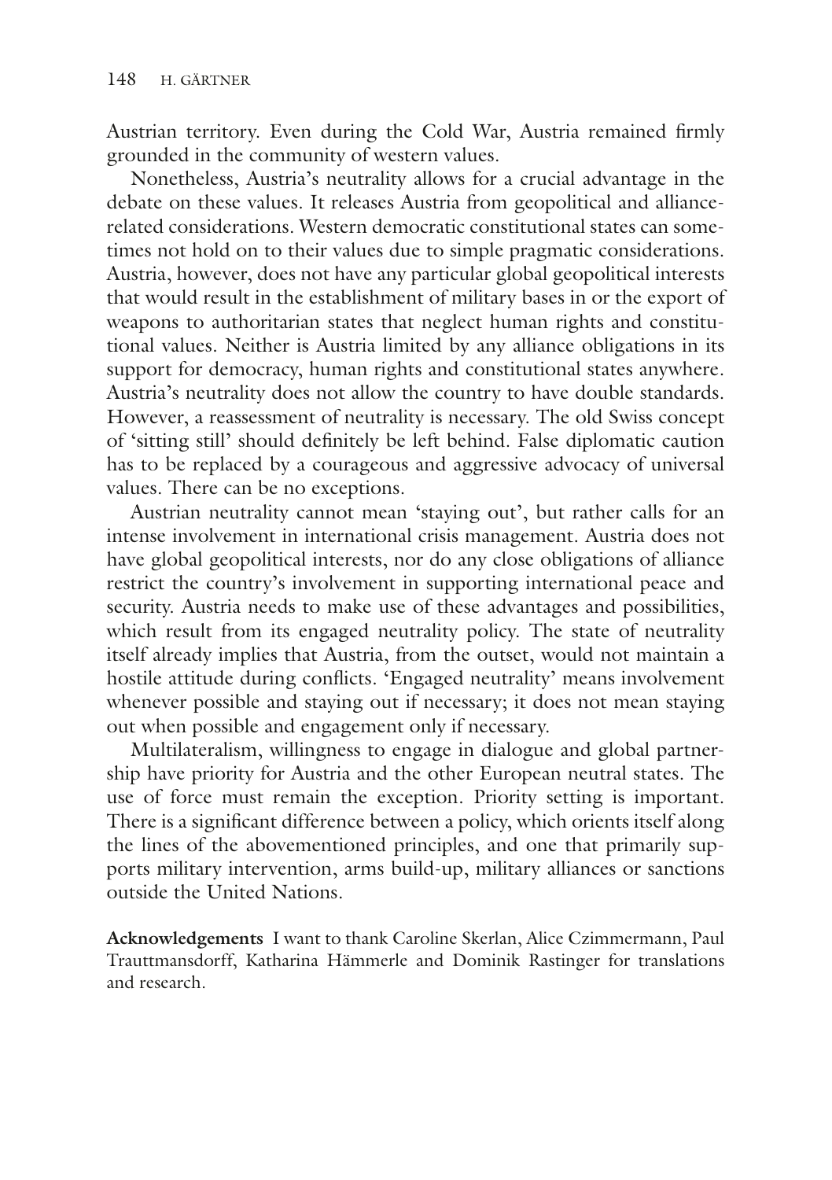Austrian territory. Even during the Cold War, Austria remained firmly grounded in the community of western values.

Nonetheless, Austria's neutrality allows for a crucial advantage in the debate on these values. It releases Austria from geopolitical and alliance-related considerations. Western democratic constitutional states can sometimes not hold on to their values due to simple pragmatic considerations. Austria, however, does not have any particular global geopolitical interests that would result in the establishment of military bases in or the export of weapons to authoritarian states that neglect human rights and constitutional values. Neither is Austria limited by any alliance obligations in its support for democracy, human rights and constitutional states anywhere. Austria's neutrality does not allow the country to have double standards. However, a reassessment of neutrality is necessary. The old Swiss concept of 'sitting still' should definitely be left behind. False diplomatic caution has to be replaced by a courageous and aggressive advocacy of universal values. There can be no exceptions.

Austrian neutrality cannot mean 'staying out', but rather calls for an intense involvement in international crisis management. Austria does not have global geopolitical interests, nor do any close obligations of alliance restrict the country's involvement in supporting international peace and security. Austria needs to make use of these advantages and possibilities, which result from its engaged neutrality policy. The state of neutrality itself already implies that Austria, from the outset, would not maintain a hostile attitude during conflicts. 'Engaged neutrality' means involvement whenever possible and staying out if necessary; it does not mean staying out when possible and engagement only if necessary.

Multilateralism, willingness to engage in dialogue and global partnership have priority for Austria and the other European neutral states. The use of force must remain the exception. Priority setting is important. There is a significant difference between a policy, which orients itself along the lines of the abovementioned principles, and one that primarily supports military intervention, arms build-up, military alliances or sanctions outside the United Nations.

**Acknowledgements** I want to thank Caroline Skerlan, Alice Czimmermann, Paul Trauttmansdorff, Katharina Hämmerle and Dominik Rastinger for translations and research.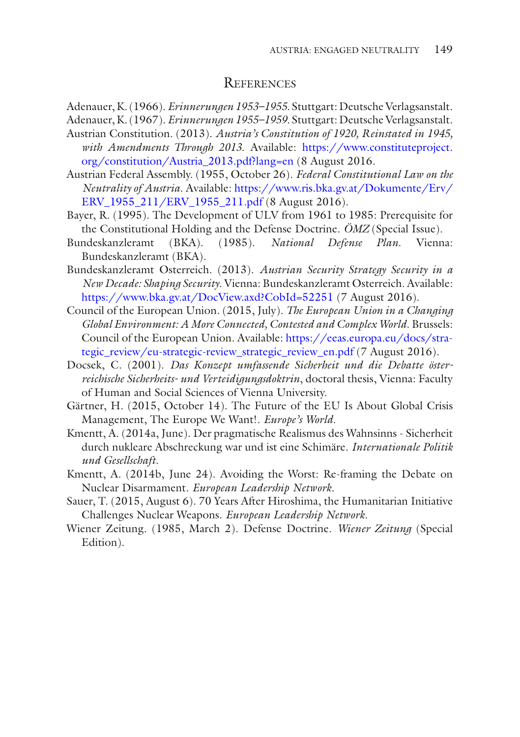## References

Adenauer, K. (1966). *Erinnerungen 1953–1955*. Stuttgart: Deutsche Verlagsanstalt.

Adenauer, K. (1967). *Erinnerungen 1955–1959*. Stuttgart: Deutsche Verlagsanstalt.

Austrian Constitution. (2013). *Austria's Constitution of 1920, Reinstated in 1945, with Amendments Through 2013*. Available: https://www.constituteproject.org/constitution/Austria_2013.pdf?lang=en (8 August 2016.

Austrian Federal Assembly. (1955, October 26). *Federal Constitutional Law on the Neutrality of Austria*. Available: https://www.ris.bka.gv.at/Dokumente/Erv/ERV_1955_211/ERV_1955_211.pdf (8 August 2016).

Bayer, R. (1995). The Development of ULV from 1961 to 1985: Prerequisite for the Constitutional Holding and the Defense Doctrine. *ÖMZ* (Special Issue).

Bundeskanzleramt (BKA). (1985). *National Defense Plan*. Vienna: Bundeskanzleramt (BKA).

Bundeskanzleramt Osterreich. (2013). *Austrian Security Strategy Security in a New Decade: Shaping Security*. Vienna: Bundeskanzleramt Osterreich. Available: https://www.bka.gv.at/DocView.axd?CobId=52251 (7 August 2016).

Council of the European Union. (2015, July). *The European Union in a Changing Global Environment: A More Connected, Contested and Complex World*. Brussels: Council of the European Union. Available: https://eeas.europa.eu/docs/strategic_review/eu-strategic-review_strategic_review_en.pdf (7 August 2016).

Docsek, C. (2001). *Das Konzept umfassende Sicherheit und die Debatte österreichische Sicherheits- und Verteidigungsdoktrin*, doctoral thesis, Vienna: Faculty of Human and Social Sciences of Vienna University.

Gärtner, H. (2015, October 14). The Future of the EU Is About Global Crisis Management, The Europe We Want!. *Europe's World*.

Kmentt, A. (2014a, June). Der pragmatische Realismus des Wahnsinns - Sicherheit durch nukleare Abschreckung war und ist eine Schimäre. *Internationale Politik und Gesellschaft*.

Kmentt, A. (2014b, June 24). Avoiding the Worst: Re-framing the Debate on Nuclear Disarmament. *European Leadership Network*.

Sauer, T. (2015, August 6). 70 Years After Hiroshima, the Humanitarian Initiative Challenges Nuclear Weapons. *European Leadership Network*.

Wiener Zeitung. (1985, March 2). Defense Doctrine. *Wiener Zeitung* (Special Edition).